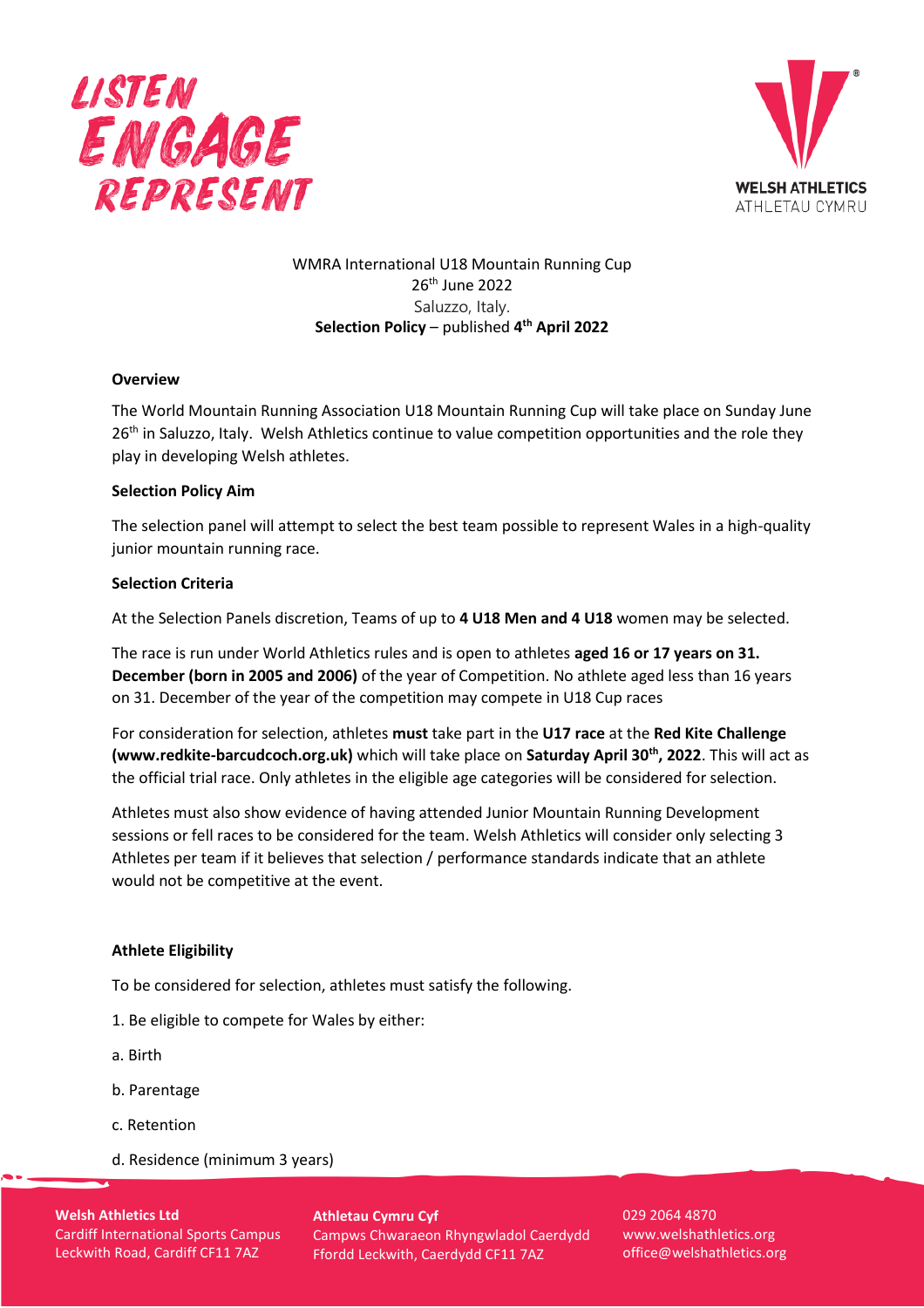WMRA International U18 Mountain Running Cup
26th June 2022
Saluzzo, Italy.
**Selection Policy** – published **4th April 2022**

**Overview**

The World Mountain Running Association U18 Mountain Running Cup will take place on Sunday June 26th in Saluzzo, Italy. Welsh Athletics continue to value competition opportunities and the role they play in developing Welsh athletes.

**Selection Policy Aim**

The selection panel will attempt to select the best team possible to represent Wales in a high-quality junior mountain running race.

**Selection Criteria**

At the Selection Panels discretion, Teams of up to **4 U18 Men and 4 U18** women may be selected.

The race is run under World Athletics rules and is open to athletes **aged 16 or 17 years on 31. December (born in 2005 and 2006)** of the year of Competition. No athlete aged less than 16 years on 31. December of the year of the competition may compete in U18 Cup races

For consideration for selection, athletes **must** take part in the **U17 race** at the **Red Kite Challenge (www.redkite-barcudcoch.org.uk)** which will take place on **Saturday April 30th, 2022**. This will act as the official trial race. Only athletes in the eligible age categories will be considered for selection.

Athletes must also show evidence of having attended Junior Mountain Running Development sessions or fell races to be considered for the team. Welsh Athletics will consider only selecting 3 Athletes per team if it believes that selection / performance standards indicate that an athlete would not be competitive at the event.

**Athlete Eligibility**

To be considered for selection, athletes must satisfy the following.

1. Be eligible to compete for Wales by either:

a. Birth

b. Parentage

c. Retention

d. Residence (minimum 3 years)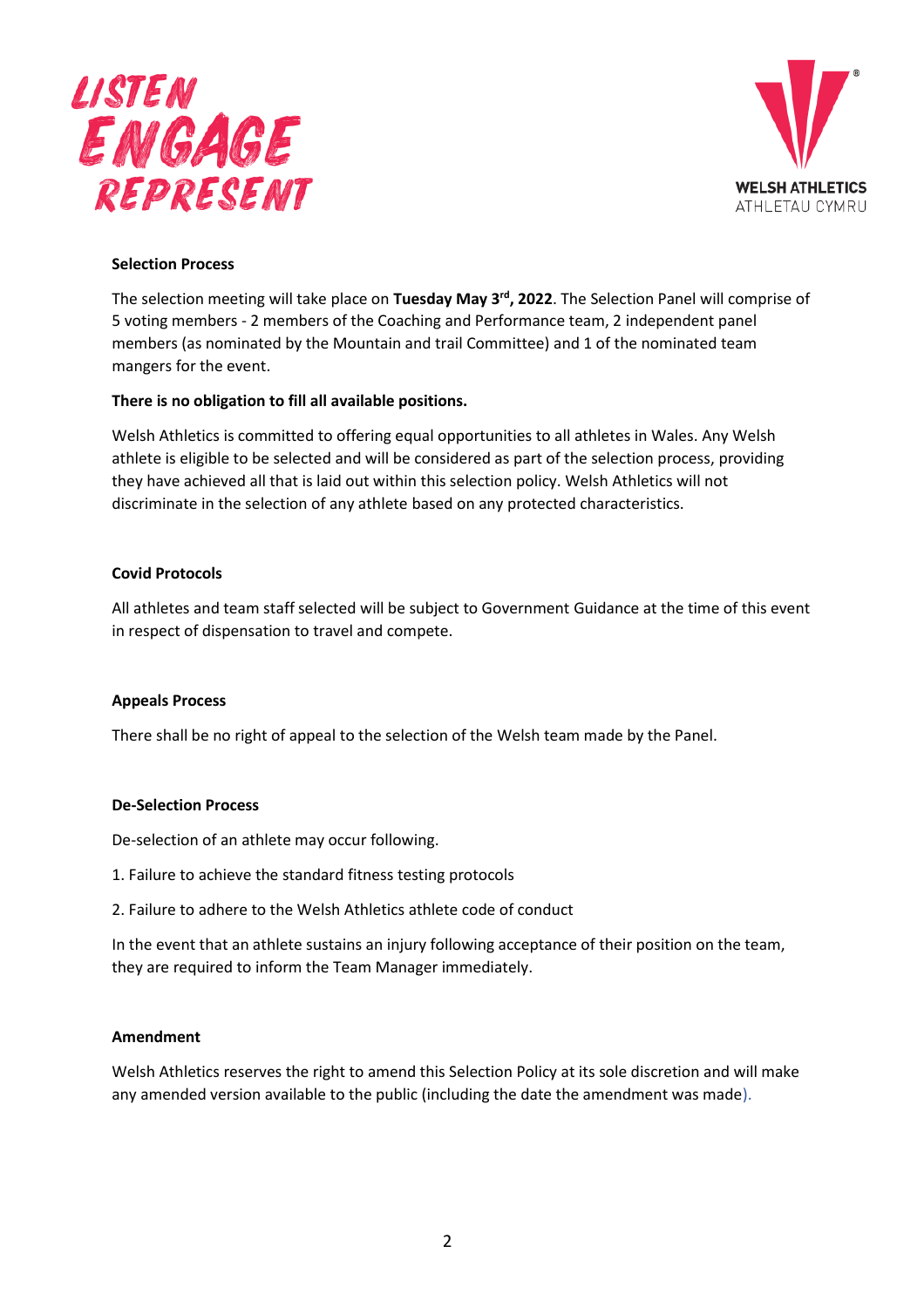**Selection Process**

The selection meeting will take place on **Tuesday May 3rd, 2022**. The Selection Panel will comprise of 5 voting members - 2 members of the Coaching and Performance team, 2 independent panel members (as nominated by the Mountain and trail Committee) and 1 of the nominated team mangers for the event.

**There is no obligation to fill all available positions.**

Welsh Athletics is committed to offering equal opportunities to all athletes in Wales. Any Welsh athlete is eligible to be selected and will be considered as part of the selection process, providing they have achieved all that is laid out within this selection policy. Welsh Athletics will not discriminate in the selection of any athlete based on any protected characteristics.

**Covid Protocols**

All athletes and team staff selected will be subject to Government Guidance at the time of this event in respect of dispensation to travel and compete.

**Appeals Process**

There shall be no right of appeal to the selection of the Welsh team made by the Panel.

**De-Selection Process**

De-selection of an athlete may occur following.

1. Failure to achieve the standard fitness testing protocols

2. Failure to adhere to the Welsh Athletics athlete code of conduct

In the event that an athlete sustains an injury following acceptance of their position on the team, they are required to inform the Team Manager immediately.

**Amendment**

Welsh Athletics reserves the right to amend this Selection Policy at its sole discretion and will make any amended version available to the public (including the date the amendment was made).